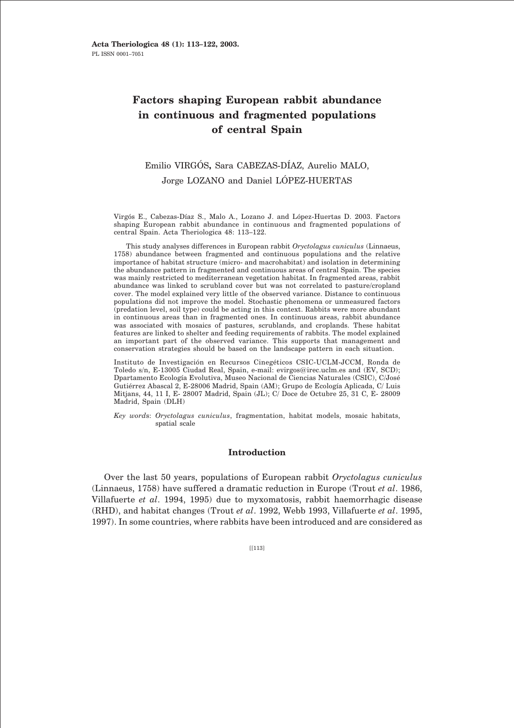# Factors shaping European rabbit abundance in continuous and fragmented populations of central Spain

Emilio VIRGÓS, Sara CABEZAS-DÍAZ, Aurelio MALO, Jorge LOZANO and Daniel LÓPEZ-HUERTAS

Virgós E., Cabezas-Díaz S., Malo A., Lozano J. and López-Huertas D. 2003. Factors shaping European rabbit abundance in continuous and fragmented populations of central Spain. Acta Theriologica 48: 113–122.

This study analyses differences in European rabbit *Oryctolagus cuniculus* (Linnaeus, 1758) abundance between fragmented and continuous populations and the relative importance of habitat structure (micro- and macrohabitat) and isolation in determining the abundance pattern in fragmented and continuous areas of central Spain. The species was mainly restricted to mediterranean vegetation habitat. In fragmented areas, rabbit abundance was linked to scrubland cover but was not correlated to pasture/cropland cover. The model explained very little of the observed variance. Distance to continuous populations did not improve the model. Stochastic phenomena or unmeasured factors (predation level, soil type) could be acting in this context. Rabbits were more abundant in continuous areas than in fragmented ones. In continuous areas, rabbit abundance was associated with mosaics of pastures, scrublands, and croplands. These habitat features are linked to shelter and feeding requirements of rabbits. The model explained an important part of the observed variance. This supports that management and conservation strategies should be based on the landscape pattern in each situation.

Instituto de Investigación en Recursos Cinegéticos CSIC-UCLM-JCCM, Ronda de Toledo s/n, E-13005 Ciudad Real, Spain, e-mail: evirgos@irec.uclm.es and (EV, SCD); Dpartamento Ecología Evolutiva, Museo Nacional de Ciencias Naturales (CSIC), C/José Gutiérrez Abascal 2, E-28006 Madrid, Spain (AM); Grupo de Ecología Aplicada, C/ Luis Mitjans, 44, 11 I, E- 28007 Madrid, Spain (JL); C/ Doce de Octubre 25, 31 C, E- 28009 Madrid, Spain (DLH)

*Key words*: *Oryctolagus cuniculus*, fragmentation, habitat models, mosaic habitats, spatial scale

## Introduction

Over the last 50 years, populations of European rabbit *Oryctolagus cuniculus* (Linnaeus, 1758) have suffered a dramatic reduction in Europe (Trout *et al*. 1986, Villafuerte *et al*. 1994, 1995) due to myxomatosis, rabbit haemorrhagic disease (RHD), and habitat changes (Trout *et al*. 1992, Webb 1993, Villafuerte *et al*. 1995, 1997). In some countries, where rabbits have been introduced and are considered as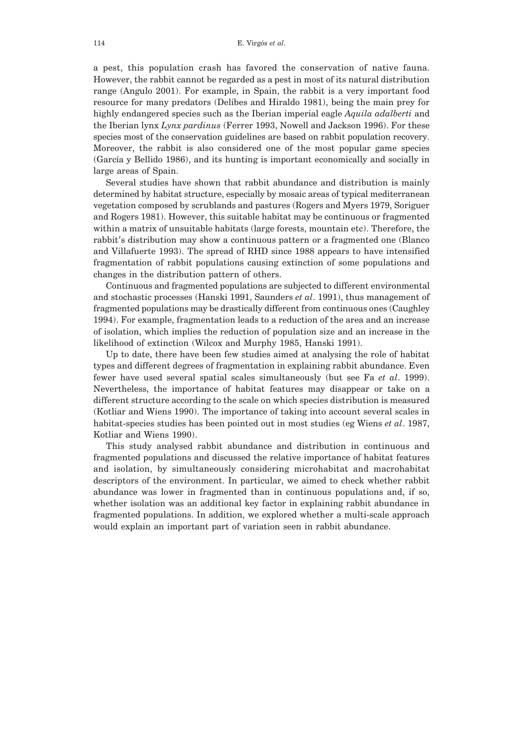a pest, this population crash has favored the conservation of native fauna. However, the rabbit cannot be regarded as a pest in most of its natural distribution range (Angulo 2001). For example, in Spain, the rabbit is a very important food resource for many predators (Delibes and Hiraldo 1981), being the main prey for highly endangered species such as the Iberian imperial eagle *Aquila adalberti* and the Iberian lynx *Lynx pardinus* (Ferrer 1993, Nowell and Jackson 1996). For these species most of the conservation guidelines are based on rabbit population recovery. Moreover, the rabbit is also considered one of the most popular game species (García y Bellido 1986), and its hunting is important economically and socially in large areas of Spain.

Several studies have shown that rabbit abundance and distribution is mainly determined by habitat structure, especially by mosaic areas of typical mediterranean vegetation composed by scrublands and pastures (Rogers and Myers 1979, Soriguer and Rogers 1981). However, this suitable habitat may be continuous or fragmented within a matrix of unsuitable habitats (large forests, mountain etc). Therefore, the rabbit's distribution may show a continuous pattern or a fragmented one (Blanco and Villafuerte 1993). The spread of RHD since 1988 appears to have intensified fragmentation of rabbit populations causing extinction of some populations and changes in the distribution pattern of others.

Continuous and fragmented populations are subjected to different environmental and stochastic processes (Hanski 1991, Saunders *et al*. 1991), thus management of fragmented populations may be drastically different from continuous ones (Caughley 1994). For example, fragmentation leads to a reduction of the area and an increase of isolation, which implies the reduction of population size and an increase in the likelihood of extinction (Wilcox and Murphy 1985, Hanski 1991).

Up to date, there have been few studies aimed at analysing the role of habitat types and different degrees of fragmentation in explaining rabbit abundance. Even fewer have used several spatial scales simultaneously (but see Fa *et al*. 1999). Nevertheless, the importance of habitat features may disappear or take on a different structure according to the scale on which species distribution is measured (Kotliar and Wiens 1990). The importance of taking into account several scales in habitat-species studies has been pointed out in most studies (eg Wiens *et al*. 1987, Kotliar and Wiens 1990).

This study analysed rabbit abundance and distribution in continuous and fragmented populations and discussed the relative importance of habitat features and isolation, by simultaneously considering microhabitat and macrohabitat descriptors of the environment. In particular, we aimed to check whether rabbit abundance was lower in fragmented than in continuous populations and, if so, whether isolation was an additional key factor in explaining rabbit abundance in fragmented populations. In addition, we explored whether a multi-scale approach would explain an important part of variation seen in rabbit abundance.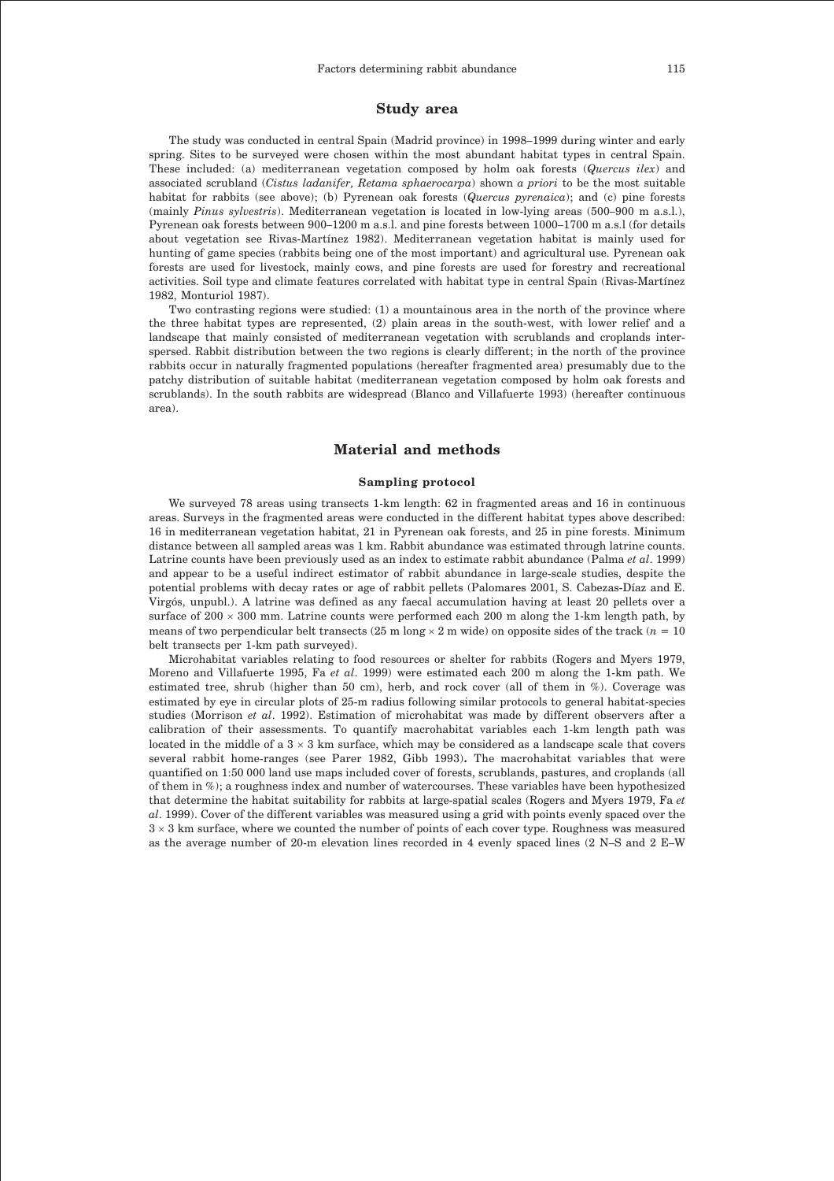## Study area

The study was conducted in central Spain (Madrid province) in 1998–1999 during winter and early spring. Sites to be surveyed were chosen within the most abundant habitat types in central Spain. These included: (a) mediterranean vegetation composed by holm oak forests (*Quercus ilex*) and associated scrubland (*Cistus ladanifer*, *Retama sphaerocarpa*) shown *a priori* to be the most suitable habitat for rabbits (see above); (b) Pyrenean oak forests (*Quercus pyrenaica*); and (c) pine forests (mainly *Pinus sylvestris*). Mediterranean vegetation is located in low-lying areas (500–900 m a.s.l.), Pyrenean oak forests between 900–1200 m a.s.l. and pine forests between 1000–1700 m a.s.l (for details about vegetation see Rivas-Martínez 1982). Mediterranean vegetation habitat is mainly used for hunting of game species (rabbits being one of the most important) and agricultural use. Pyrenean oak forests are used for livestock, mainly cows, and pine forests are used for forestry and recreational activities. Soil type and climate features correlated with habitat type in central Spain (Rivas-Martínez 1982, Monturiol 1987).

Two contrasting regions were studied: (1) a mountainous area in the north of the province where the three habitat types are represented, (2) plain areas in the south-west, with lower relief and a landscape that mainly consisted of mediterranean vegetation with scrublands and croplands interspersed. Rabbit distribution between the two regions is clearly different; in the north of the province rabbits occur in naturally fragmented populations (hereafter fragmented area) presumably due to the patchy distribution of suitable habitat (mediterranean vegetation composed by holm oak forests and scrublands). In the south rabbits are widespread (Blanco and Villafuerte 1993) (hereafter continuous area).

## Material and methods

### Sampling protocol

We surveyed 78 areas using transects 1-km length: 62 in fragmented areas and 16 in continuous areas. Surveys in the fragmented areas were conducted in the different habitat types above described: 16 in mediterranean vegetation habitat, 21 in Pyrenean oak forests, and 25 in pine forests. Minimum distance between all sampled areas was 1 km. Rabbit abundance was estimated through latrine counts. Latrine counts have been previously used as an index to estimate rabbit abundance (Palma *et al*. 1999) and appear to be a useful indirect estimator of rabbit abundance in large-scale studies, despite the potential problems with decay rates or age of rabbit pellets (Palomares 2001, S. Cabezas-Díaz and E. Virgós, unpubl.). A latrine was defined as any faecal accumulation having at least 20 pellets over a surface of 200 × 300 mm. Latrine counts were performed each 200 m along the 1-km length path, by means of two perpendicular belt transects (25 m long × 2 m wide) on opposite sides of the track ($n$ = 10 belt transects per 1-km path surveyed).

Microhabitat variables relating to food resources or shelter for rabbits (Rogers and Myers 1979, Moreno and Villafuerte 1995, Fa *et al*. 1999) were estimated each 200 m along the 1-km path. We estimated tree, shrub (higher than 50 cm), herb, and rock cover (all of them in %). Coverage was estimated by eye in circular plots of 25-m radius following similar protocols to general habitat-species studies (Morrison *et al*. 1992). Estimation of microhabitat was made by different observers after a calibration of their assessments. To quantify macrohabitat variables each 1-km length path was located in the middle of a 3 × 3 km surface, which may be considered as a landscape scale that covers several rabbit home-ranges (see Parer 1982, Gibb 1993). The macrohabitat variables that were quantified on 1:50 000 land use maps included cover of forests, scrublands, pastures, and croplands (all of them in %); a roughness index and number of watercourses. These variables have been hypothesized that determine the habitat suitability for rabbits at large-spatial scales (Rogers and Myers 1979, Fa *et al*. 1999). Cover of the different variables was measured using a grid with points evenly spaced over the 3 × 3 km surface, where we counted the number of points of each cover type. Roughness was measured as the average number of 20-m elevation lines recorded in 4 evenly spaced lines (2 N–S and 2 E–W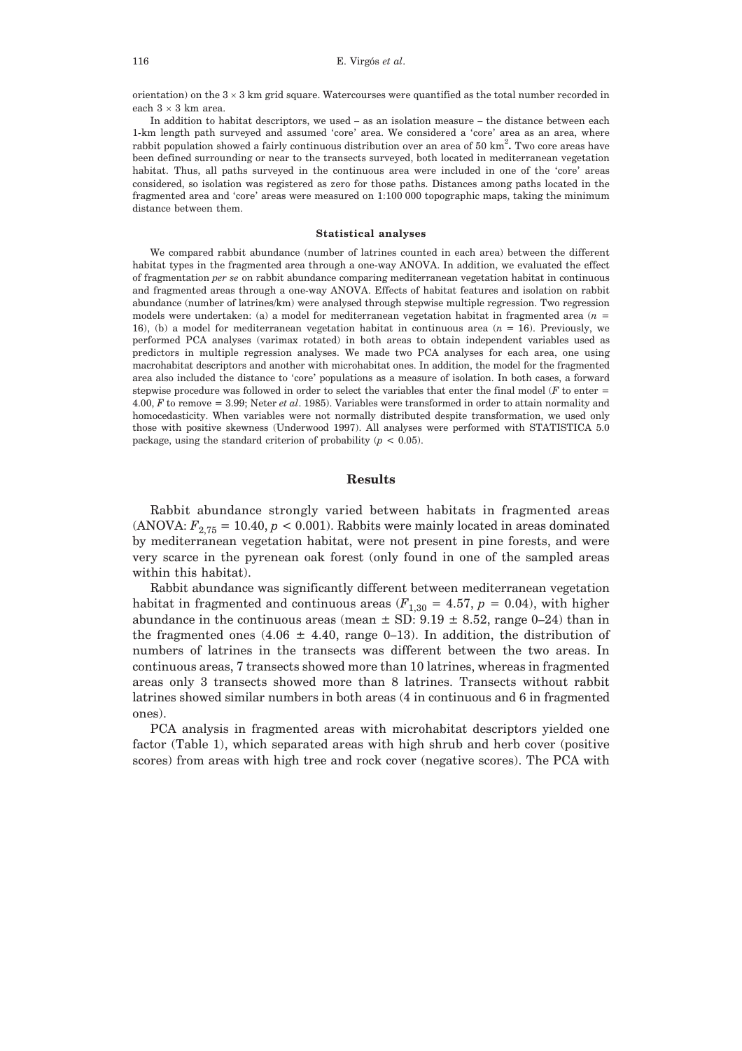orientation) on the $3 \times 3$ km grid square. Watercourses were quantified as the total number recorded in each $3 \times 3$ km area.

In addition to habitat descriptors, we used – as an isolation measure – the distance between each 1-km length path surveyed and assumed 'core' area. We considered a 'core' area as an area, where rabbit population showed a fairly continuous distribution over an area of 50 $km^2$. Two core areas have been defined surrounding or near to the transects surveyed, both located in mediterranean vegetation habitat. Thus, all paths surveyed in the continuous area were included in one of the 'core' areas considered, so isolation was registered as zero for those paths. Distances among paths located in the fragmented area and 'core' areas were measured on 1:100 000 topographic maps, taking the minimum distance between them.

### Statistical analyses

We compared rabbit abundance (number of latrines counted in each area) between the different habitat types in the fragmented area through a one-way ANOVA. In addition, we evaluated the effect of fragmentation *per se* on rabbit abundance comparing mediterranean vegetation habitat in continuous and fragmented areas through a one-way ANOVA. Effects of habitat features and isolation on rabbit abundance (number of latrines/km) were analysed through stepwise multiple regression. Two regression models were undertaken: (a) a model for mediterranean vegetation habitat in fragmented area ($n$ = 16), (b) a model for mediterranean vegetation habitat in continuous area ($n$ = 16). Previously, we performed PCA analyses (varimax rotated) in both areas to obtain independent variables used as predictors in multiple regression analyses. We made two PCA analyses for each area, one using macrohabitat descriptors and another with microhabitat ones. In addition, the model for the fragmented area also included the distance to 'core' populations as a measure of isolation. In both cases, a forward stepwise procedure was followed in order to select the variables that enter the final model ($F$ to enter = 4.00, $F$ to remove = 3.99; Neter *et al*. 1985). Variables were transformed in order to attain normality and homocedasticity. When variables were not normally distributed despite transformation, we used only those with positive skewness (Underwood 1997). All analyses were performed with STATISTICA 5.0 package, using the standard criterion of probability ($p < 0.05$).

## Results

Rabbit abundance strongly varied between habitats in fragmented areas (ANOVA: $F_{2,75} = 10.40$, $p < 0.001$). Rabbits were mainly located in areas dominated by mediterranean vegetation habitat, were not present in pine forests, and were very scarce in the pyrenean oak forest (only found in one of the sampled areas within this habitat).

Rabbit abundance was significantly different between mediterranean vegetation habitat in fragmented and continuous areas ($F_{1,30} = 4.57$, $p = 0.04$), with higher abundance in the continuous areas (mean ± SD: 9.19 ± 8.52, range 0–24) than in the fragmented ones (4.06 ± 4.40, range 0–13). In addition, the distribution of numbers of latrines in the transects was different between the two areas. In continuous areas, 7 transects showed more than 10 latrines, whereas in fragmented areas only 3 transects showed more than 8 latrines. Transects without rabbit latrines showed similar numbers in both areas (4 in continuous and 6 in fragmented ones).

PCA analysis in fragmented areas with microhabitat descriptors yielded one factor (Table 1), which separated areas with high shrub and herb cover (positive scores) from areas with high tree and rock cover (negative scores). The PCA with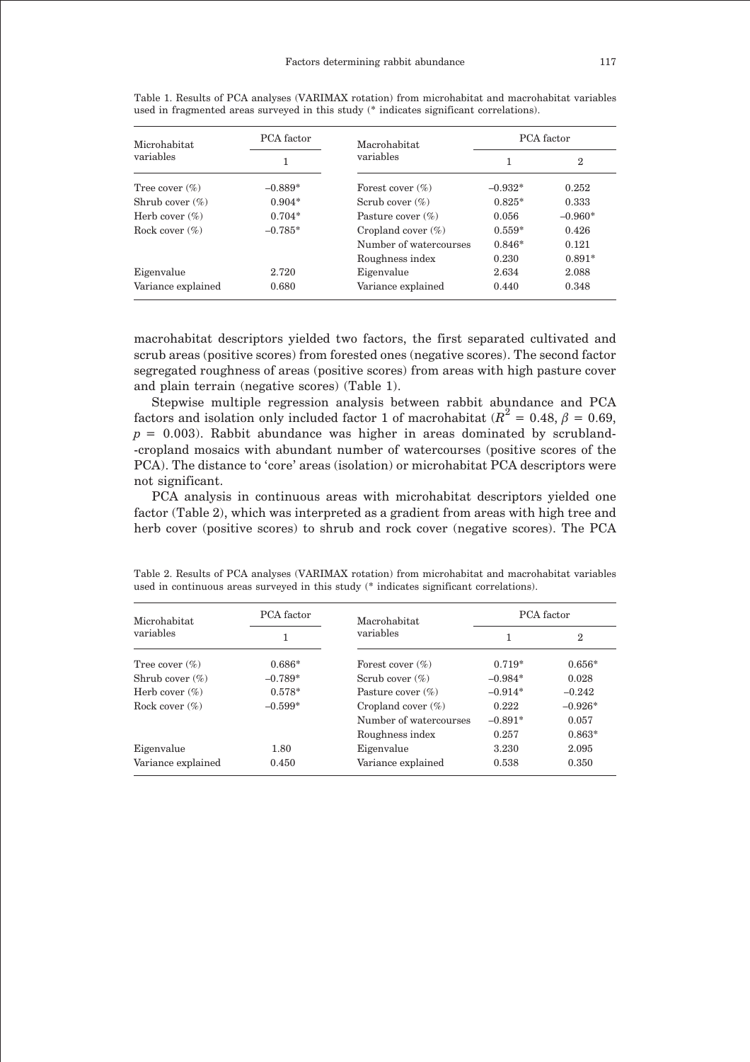Table 1. Results of PCA analyses (VARIMAX rotation) from microhabitat and macrohabitat variables used in fragmented areas surveyed in this study (* indicates significant correlations).

| Microhabitat variables | PCA factor 1 | Macrohabitat variables | PCA factor 1 | PCA factor 2 |
|---|---|---|---|---|
| Tree cover (%) | –0.889* | Forest cover (%) | –0.932* | 0.252 |
| Shrub cover (%) | 0.904* | Scrub cover (%) | 0.825* | 0.333 |
| Herb cover (%) | 0.704* | Pasture cover (%) | 0.056 | –0.960* |
| Rock cover (%) | –0.785* | Cropland cover (%) | 0.559* | 0.426 |
| | | Number of watercourses | 0.846* | 0.121 |
| | | Roughness index | 0.230 | 0.891* |
| Eigenvalue | 2.720 | Eigenvalue | 2.634 | 2.088 |
| Variance explained | 0.680 | Variance explained | 0.440 | 0.348 |

macrohabitat descriptors yielded two factors, the first separated cultivated and scrub areas (positive scores) from forested ones (negative scores). The second factor segregated roughness of areas (positive scores) from areas with high pasture cover and plain terrain (negative scores) (Table 1).

Stepwise multiple regression analysis between rabbit abundance and PCA factors and isolation only included factor 1 of macrohabitat ($R^2 = 0.48$, $\beta = 0.69$, $p = 0.003$). Rabbit abundance was higher in areas dominated by scrubland--cropland mosaics with abundant number of watercourses (positive scores of the PCA). The distance to 'core' areas (isolation) or microhabitat PCA descriptors were not significant.

PCA analysis in continuous areas with microhabitat descriptors yielded one factor (Table 2), which was interpreted as a gradient from areas with high tree and herb cover (positive scores) to shrub and rock cover (negative scores). The PCA

Table 2. Results of PCA analyses (VARIMAX rotation) from microhabitat and macrohabitat variables used in continuous areas surveyed in this study (* indicates significant correlations).

| Microhabitat variables | PCA factor 1 | Macrohabitat variables | PCA factor 1 | PCA factor 2 |
|---|---|---|---|---|
| Tree cover (%) | 0.686* | Forest cover (%) | 0.719* | 0.656* |
| Shrub cover (%) | –0.789* | Scrub cover (%) | –0.984* | 0.028 |
| Herb cover (%) | 0.578* | Pasture cover (%) | –0.914* | –0.242 |
| Rock cover (%) | –0.599* | Cropland cover (%) | 0.222 | –0.926* |
| | | Number of watercourses | –0.891* | 0.057 |
| | | Roughness index | 0.257 | 0.863* |
| Eigenvalue | 1.80 | Eigenvalue | 3.230 | 2.095 |
| Variance explained | 0.450 | Variance explained | 0.538 | 0.350 |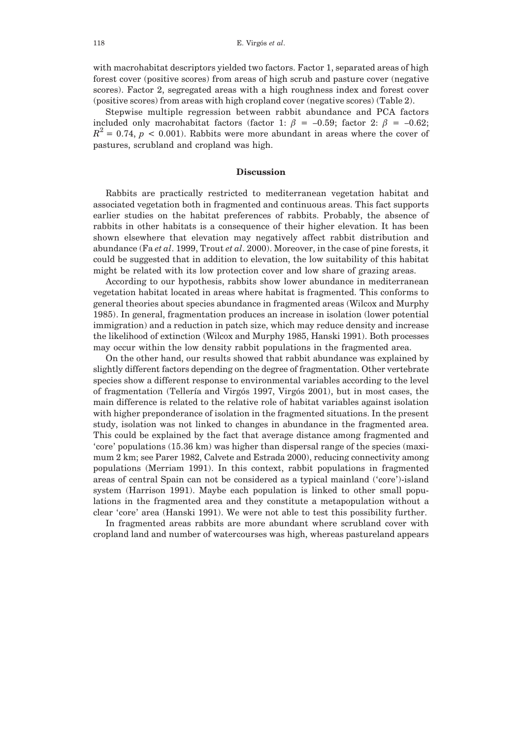with macrohabitat descriptors yielded two factors. Factor 1, separated areas of high forest cover (positive scores) from areas of high scrub and pasture cover (negative scores). Factor 2, segregated areas with a high roughness index and forest cover (positive scores) from areas with high cropland cover (negative scores) (Table 2).

Stepwise multiple regression between rabbit abundance and PCA factors included only macrohabitat factors (factor 1: $\beta = -0.59$; factor 2: $\beta = -0.62$; $R^2 = 0.74$, $p < 0.001$). Rabbits were more abundant in areas where the cover of pastures, scrubland and cropland was high.

## Discussion

Rabbits are practically restricted to mediterranean vegetation habitat and associated vegetation both in fragmented and continuous areas. This fact supports earlier studies on the habitat preferences of rabbits. Probably, the absence of rabbits in other habitats is a consequence of their higher elevation. It has been shown elsewhere that elevation may negatively affect rabbit distribution and abundance (Fa *et al*. 1999, Trout *et al*. 2000). Moreover, in the case of pine forests, it could be suggested that in addition to elevation, the low suitability of this habitat might be related with its low protection cover and low share of grazing areas.

According to our hypothesis, rabbits show lower abundance in mediterranean vegetation habitat located in areas where habitat is fragmented. This conforms to general theories about species abundance in fragmented areas (Wilcox and Murphy 1985). In general, fragmentation produces an increase in isolation (lower potential immigration) and a reduction in patch size, which may reduce density and increase the likelihood of extinction (Wilcox and Murphy 1985, Hanski 1991). Both processes may occur within the low density rabbit populations in the fragmented area.

On the other hand, our results showed that rabbit abundance was explained by slightly different factors depending on the degree of fragmentation. Other vertebrate species show a different response to environmental variables according to the level of fragmentation (Tellería and Virgós 1997, Virgós 2001), but in most cases, the main difference is related to the relative role of habitat variables against isolation with higher preponderance of isolation in the fragmented situations. In the present study, isolation was not linked to changes in abundance in the fragmented area. This could be explained by the fact that average distance among fragmented and 'core' populations (15.36 km) was higher than dispersal range of the species (maximum 2 km; see Parer 1982, Calvete and Estrada 2000), reducing connectivity among populations (Merriam 1991). In this context, rabbit populations in fragmented areas of central Spain can not be considered as a typical mainland ('core')-island system (Harrison 1991). Maybe each population is linked to other small populations in the fragmented area and they constitute a metapopulation without a clear 'core' area (Hanski 1991). We were not able to test this possibility further.

In fragmented areas rabbits are more abundant where scrubland cover with cropland land and number of watercourses was high, whereas pastureland appears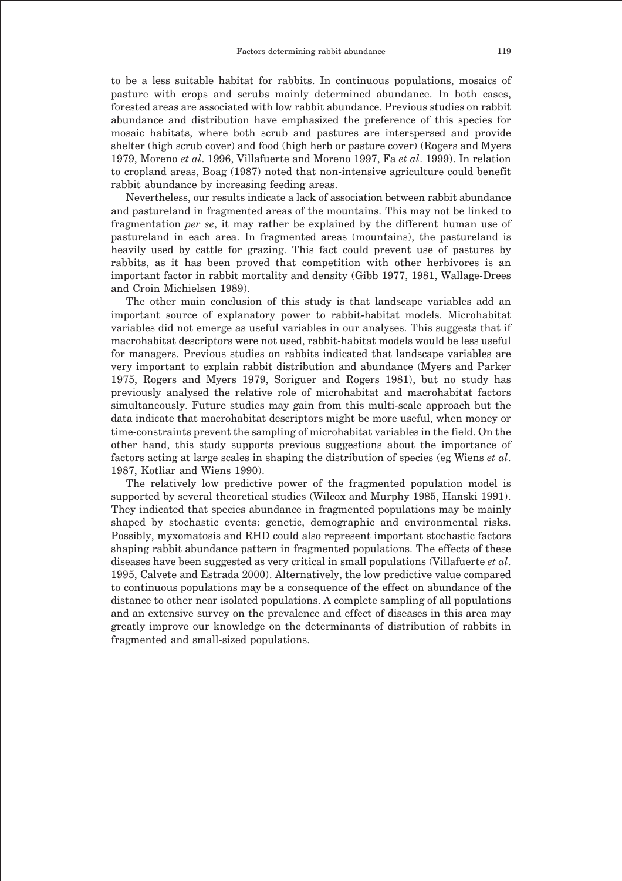to be a less suitable habitat for rabbits. In continuous populations, mosaics of pasture with crops and scrubs mainly determined abundance. In both cases, forested areas are associated with low rabbit abundance. Previous studies on rabbit abundance and distribution have emphasized the preference of this species for mosaic habitats, where both scrub and pastures are interspersed and provide shelter (high scrub cover) and food (high herb or pasture cover) (Rogers and Myers 1979, Moreno *et al*. 1996, Villafuerte and Moreno 1997, Fa *et al*. 1999). In relation to cropland areas, Boag (1987) noted that non-intensive agriculture could benefit rabbit abundance by increasing feeding areas.

Nevertheless, our results indicate a lack of association between rabbit abundance and pastureland in fragmented areas of the mountains. This may not be linked to fragmentation *per se*, it may rather be explained by the different human use of pastureland in each area. In fragmented areas (mountains), the pastureland is heavily used by cattle for grazing. This fact could prevent use of pastures by rabbits, as it has been proved that competition with other herbivores is an important factor in rabbit mortality and density (Gibb 1977, 1981, Wallage-Drees and Croin Michielsen 1989).

The other main conclusion of this study is that landscape variables add an important source of explanatory power to rabbit-habitat models. Microhabitat variables did not emerge as useful variables in our analyses. This suggests that if macrohabitat descriptors were not used, rabbit-habitat models would be less useful for managers. Previous studies on rabbits indicated that landscape variables are very important to explain rabbit distribution and abundance (Myers and Parker 1975, Rogers and Myers 1979, Soriguer and Rogers 1981), but no study has previously analysed the relative role of microhabitat and macrohabitat factors simultaneously. Future studies may gain from this multi-scale approach but the data indicate that macrohabitat descriptors might be more useful, when money or time-constraints prevent the sampling of microhabitat variables in the field. On the other hand, this study supports previous suggestions about the importance of factors acting at large scales in shaping the distribution of species (eg Wiens *et al*. 1987, Kotliar and Wiens 1990).

The relatively low predictive power of the fragmented population model is supported by several theoretical studies (Wilcox and Murphy 1985, Hanski 1991). They indicated that species abundance in fragmented populations may be mainly shaped by stochastic events: genetic, demographic and environmental risks. Possibly, myxomatosis and RHD could also represent important stochastic factors shaping rabbit abundance pattern in fragmented populations. The effects of these diseases have been suggested as very critical in small populations (Villafuerte *et al*. 1995, Calvete and Estrada 2000). Alternatively, the low predictive value compared to continuous populations may be a consequence of the effect on abundance of the distance to other near isolated populations. A complete sampling of all populations and an extensive survey on the prevalence and effect of diseases in this area may greatly improve our knowledge on the determinants of distribution of rabbits in fragmented and small-sized populations.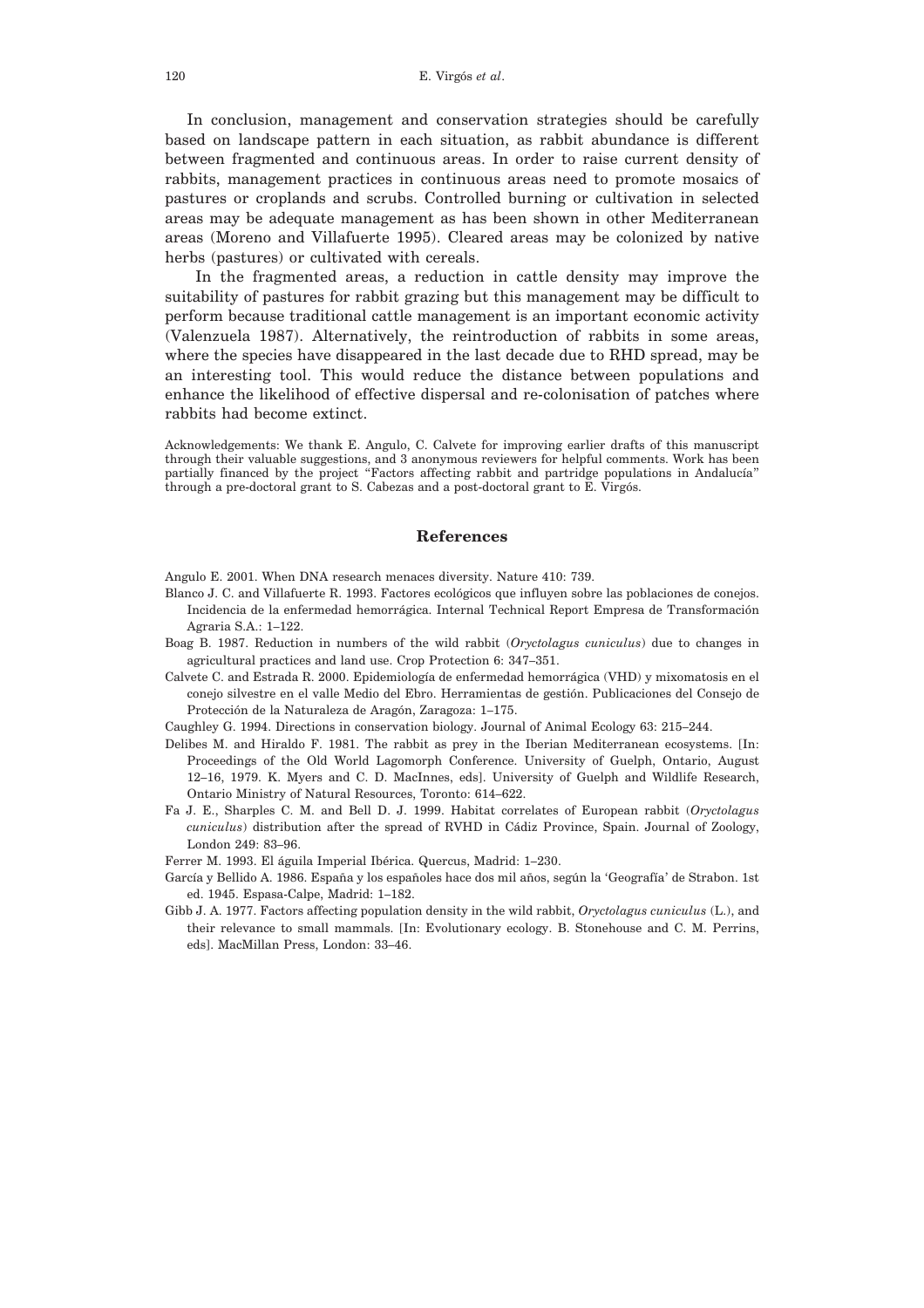In conclusion, management and conservation strategies should be carefully based on landscape pattern in each situation, as rabbit abundance is different between fragmented and continuous areas. In order to raise current density of rabbits, management practices in continuous areas need to promote mosaics of pastures or croplands and scrubs. Controlled burning or cultivation in selected areas may be adequate management as has been shown in other Mediterranean areas (Moreno and Villafuerte 1995). Cleared areas may be colonized by native herbs (pastures) or cultivated with cereals.

In the fragmented areas, a reduction in cattle density may improve the suitability of pastures for rabbit grazing but this management may be difficult to perform because traditional cattle management is an important economic activity (Valenzuela 1987). Alternatively, the reintroduction of rabbits in some areas, where the species have disappeared in the last decade due to RHD spread, may be an interesting tool. This would reduce the distance between populations and enhance the likelihood of effective dispersal and re-colonisation of patches where rabbits had become extinct.

Acknowledgements: We thank E. Angulo, C. Calvete for improving earlier drafts of this manuscript through their valuable suggestions, and 3 anonymous reviewers for helpful comments. Work has been partially financed by the project "Factors affecting rabbit and partridge populations in Andalucía" through a pre-doctoral grant to S. Cabezas and a post-doctoral grant to E. Virgós.

## References

Angulo E. 2001. When DNA research menaces diversity. Nature 410: 739.

Blanco J. C. and Villafuerte R. 1993. Factores ecológicos que influyen sobre las poblaciones de conejos. Incidencia de la enfermedad hemorrágica. Internal Technical Report Empresa de Transformación Agraria S.A.: 1–122.

Boag B. 1987. Reduction in numbers of the wild rabbit (*Oryctolagus cuniculus*) due to changes in agricultural practices and land use. Crop Protection 6: 347–351.

Calvete C. and Estrada R. 2000. Epidemiología de enfermedad hemorrágica (VHD) y mixomatosis en el conejo silvestre en el valle Medio del Ebro. Herramientas de gestión. Publicaciones del Consejo de Protección de la Naturaleza de Aragón, Zaragoza: 1–175.

Caughley G. 1994. Directions in conservation biology. Journal of Animal Ecology 63: 215–244.

Delibes M. and Hiraldo F. 1981. The rabbit as prey in the Iberian Mediterranean ecosystems. [In: Proceedings of the Old World Lagomorph Conference. University of Guelph, Ontario, August 12–16, 1979. K. Myers and C. D. MacInnes, eds]. University of Guelph and Wildlife Research, Ontario Ministry of Natural Resources, Toronto: 614–622.

Fa J. E., Sharples C. M. and Bell D. J. 1999. Habitat correlates of European rabbit (*Oryctolagus cuniculus*) distribution after the spread of RVHD in Cádiz Province, Spain. Journal of Zoology, London 249: 83–96.

Ferrer M. 1993. El águila Imperial Ibérica. Quercus, Madrid: 1–230.

García y Bellido A. 1986. España y los españoles hace dos mil años, según la 'Geografía' de Strabon. 1st ed. 1945. Espasa-Calpe, Madrid: 1–182.

Gibb J. A. 1977. Factors affecting population density in the wild rabbit, *Oryctolagus cuniculus* (L.), and their relevance to small mammals. [In: Evolutionary ecology. B. Stonehouse and C. M. Perrins, eds]. MacMillan Press, London: 33–46.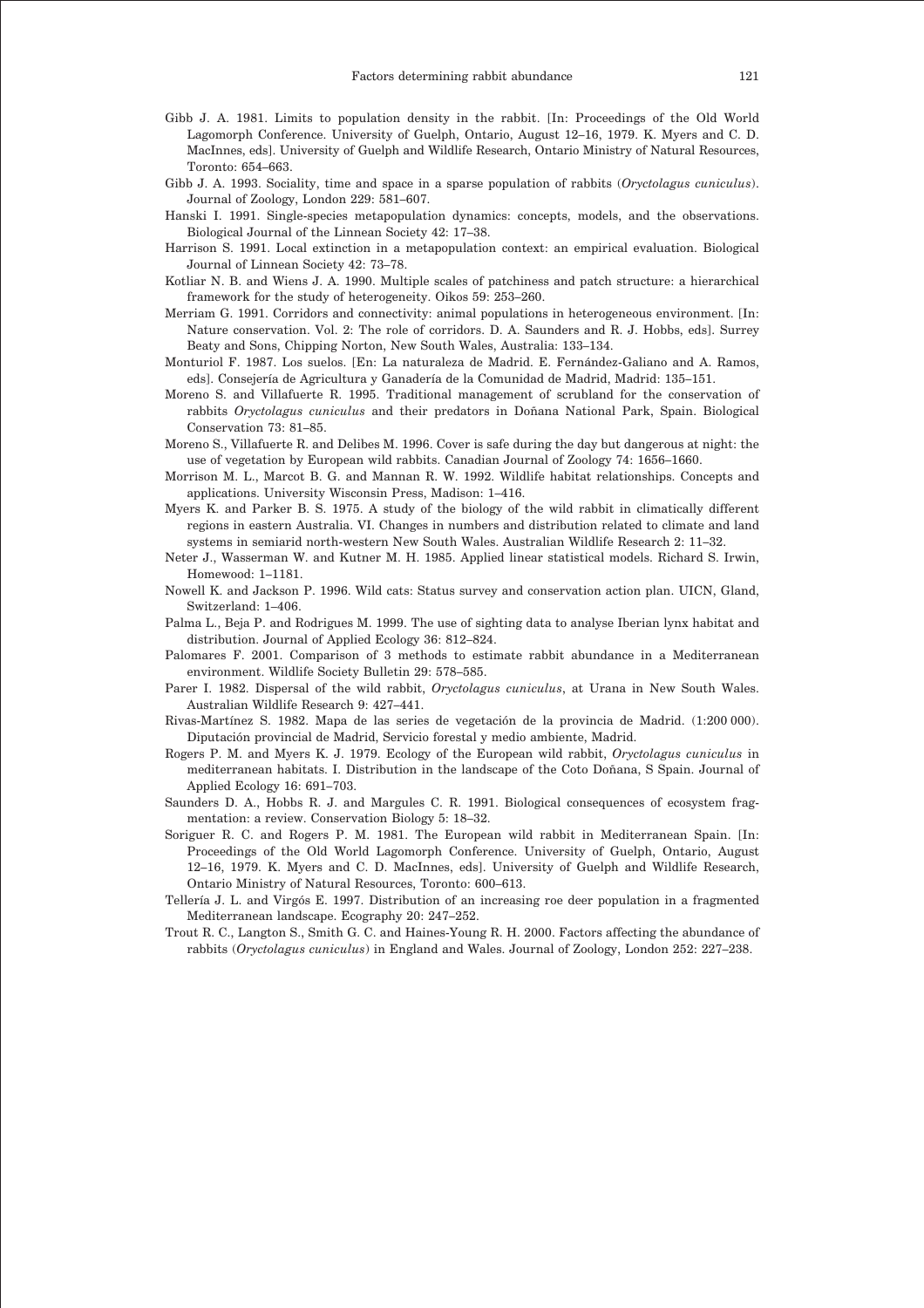Gibb J. A. 1981. Limits to population density in the rabbit. [In: Proceedings of the Old World Lagomorph Conference. University of Guelph, Ontario, August 12–16, 1979. K. Myers and C. D. MacInnes, eds]. University of Guelph and Wildlife Research, Ontario Ministry of Natural Resources, Toronto: 654–663.

Gibb J. A. 1993. Sociality, time and space in a sparse population of rabbits (*Oryctolagus cuniculus*). Journal of Zoology, London 229: 581–607.

Hanski I. 1991. Single-species metapopulation dynamics: concepts, models, and the observations. Biological Journal of the Linnean Society 42: 17–38.

Harrison S. 1991. Local extinction in a metapopulation context: an empirical evaluation. Biological Journal of Linnean Society 42: 73–78.

Kotliar N. B. and Wiens J. A. 1990. Multiple scales of patchiness and patch structure: a hierarchical framework for the study of heterogeneity. Oikos 59: 253–260.

Merriam G. 1991. Corridors and connectivity: animal populations in heterogeneous environment. [In: Nature conservation. Vol. 2: The role of corridors. D. A. Saunders and R. J. Hobbs, eds]. Surrey Beaty and Sons, Chipping Norton, New South Wales, Australia: 133–134.

Monturiol F. 1987. Los suelos. [En: La naturaleza de Madrid. E. Fernández-Galiano and A. Ramos, eds]. Consejería de Agricultura y Ganadería de la Comunidad de Madrid, Madrid: 135–151.

Moreno S. and Villafuerte R. 1995. Traditional management of scrubland for the conservation of rabbits *Oryctolagus cuniculus* and their predators in Doñana National Park, Spain. Biological Conservation 73: 81–85.

Moreno S., Villafuerte R. and Delibes M. 1996. Cover is safe during the day but dangerous at night: the use of vegetation by European wild rabbits. Canadian Journal of Zoology 74: 1656–1660.

Morrison M. L., Marcot B. G. and Mannan R. W. 1992. Wildlife habitat relationships. Concepts and applications. University Wisconsin Press, Madison: 1–416.

Myers K. and Parker B. S. 1975. A study of the biology of the wild rabbit in climatically different regions in eastern Australia. VI. Changes in numbers and distribution related to climate and land systems in semiarid north-western New South Wales. Australian Wildlife Research 2: 11–32.

Neter J., Wasserman W. and Kutner M. H. 1985. Applied linear statistical models. Richard S. Irwin, Homewood: 1–1181.

Nowell K. and Jackson P. 1996. Wild cats: Status survey and conservation action plan. UICN, Gland, Switzerland: 1–406.

Palma L., Beja P. and Rodrigues M. 1999. The use of sighting data to analyse Iberian lynx habitat and distribution. Journal of Applied Ecology 36: 812–824.

Palomares F. 2001. Comparison of 3 methods to estimate rabbit abundance in a Mediterranean environment. Wildlife Society Bulletin 29: 578–585.

Parer I. 1982. Dispersal of the wild rabbit, *Oryctolagus cuniculus*, at Urana in New South Wales. Australian Wildlife Research 9: 427–441.

Rivas-Martínez S. 1982. Mapa de las series de vegetación de la provincia de Madrid. (1:200 000). Diputación provincial de Madrid, Servicio forestal y medio ambiente, Madrid.

Rogers P. M. and Myers K. J. 1979. Ecology of the European wild rabbit, *Oryctolagus cuniculus* in mediterranean habitats. I. Distribution in the landscape of the Coto Doñana, S Spain. Journal of Applied Ecology 16: 691–703.

Saunders D. A., Hobbs R. J. and Margules C. R. 1991. Biological consequences of ecosystem fragmentation: a review. Conservation Biology 5: 18–32.

Soriguer R. C. and Rogers P. M. 1981. The European wild rabbit in Mediterranean Spain. [In: Proceedings of the Old World Lagomorph Conference. University of Guelph, Ontario, August 12–16, 1979. K. Myers and C. D. MacInnes, eds]. University of Guelph and Wildlife Research, Ontario Ministry of Natural Resources, Toronto: 600–613.

Tellería J. L. and Virgós E. 1997. Distribution of an increasing roe deer population in a fragmented Mediterranean landscape. Ecography 20: 247–252.

Trout R. C., Langton S., Smith G. C. and Haines-Young R. H. 2000. Factors affecting the abundance of rabbits (*Oryctolagus cuniculus*) in England and Wales. Journal of Zoology, London 252: 227–238.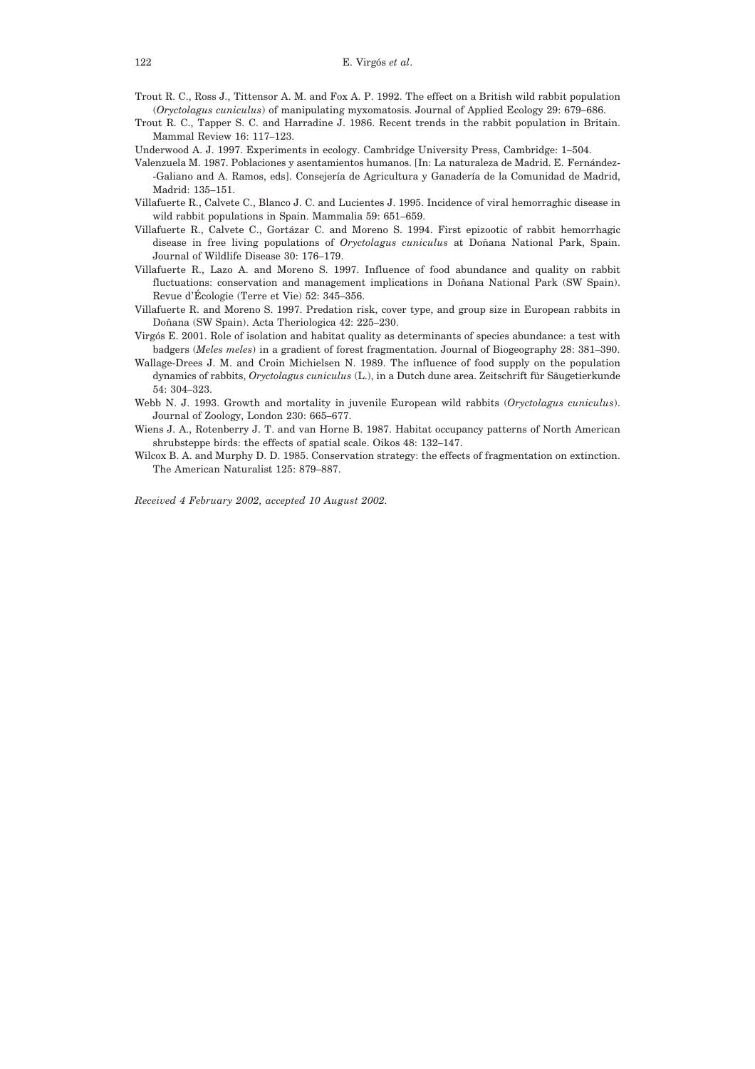Trout R. C., Ross J., Tittensor A. M. and Fox A. P. 1992. The effect on a British wild rabbit population (*Oryctolagus cuniculus*) of manipulating myxomatosis. Journal of Applied Ecology 29: 679–686.

Trout R. C., Tapper S. C. and Harradine J. 1986. Recent trends in the rabbit population in Britain. Mammal Review 16: 117–123.

Underwood A. J. 1997. Experiments in ecology. Cambridge University Press, Cambridge: 1–504.

Valenzuela M. 1987. Poblaciones y asentamientos humanos. [In: La naturaleza de Madrid. E. Fernández--Galiano and A. Ramos, eds]. Consejería de Agricultura y Ganadería de la Comunidad de Madrid, Madrid: 135–151.

Villafuerte R., Calvete C., Blanco J. C. and Lucientes J. 1995. Incidence of viral hemorraghic disease in wild rabbit populations in Spain. Mammalia 59: 651–659.

Villafuerte R., Calvete C., Gortázar C. and Moreno S. 1994. First epizootic of rabbit hemorrhagic disease in free living populations of *Oryctolagus cuniculus* at Doñana National Park, Spain. Journal of Wildlife Disease 30: 176–179.

Villafuerte R., Lazo A. and Moreno S. 1997. Influence of food abundance and quality on rabbit fluctuations: conservation and management implications in Doñana National Park (SW Spain). Revue d'Écologie (Terre et Vie) 52: 345–356.

Villafuerte R. and Moreno S. 1997. Predation risk, cover type, and group size in European rabbits in Doñana (SW Spain). Acta Theriologica 42: 225–230.

Virgós E. 2001. Role of isolation and habitat quality as determinants of species abundance: a test with badgers (*Meles meles*) in a gradient of forest fragmentation. Journal of Biogeography 28: 381–390.

Wallage-Drees J. M. and Croin Michielsen N. 1989. The influence of food supply on the population dynamics of rabbits, *Oryctolagus cuniculus* (L.), in a Dutch dune area. Zeitschrift für Säugetierkunde 54: 304–323.

Webb N. J. 1993. Growth and mortality in juvenile European wild rabbits (*Oryctolagus cuniculus*). Journal of Zoology, London 230: 665–677.

Wiens J. A., Rotenberry J. T. and van Horne B. 1987. Habitat occupancy patterns of North American shrubsteppe birds: the effects of spatial scale. Oikos 48: 132–147.

Wilcox B. A. and Murphy D. D. 1985. Conservation strategy: the effects of fragmentation on extinction. The American Naturalist 125: 879–887.

*Received 4 February 2002, accepted 10 August 2002.*